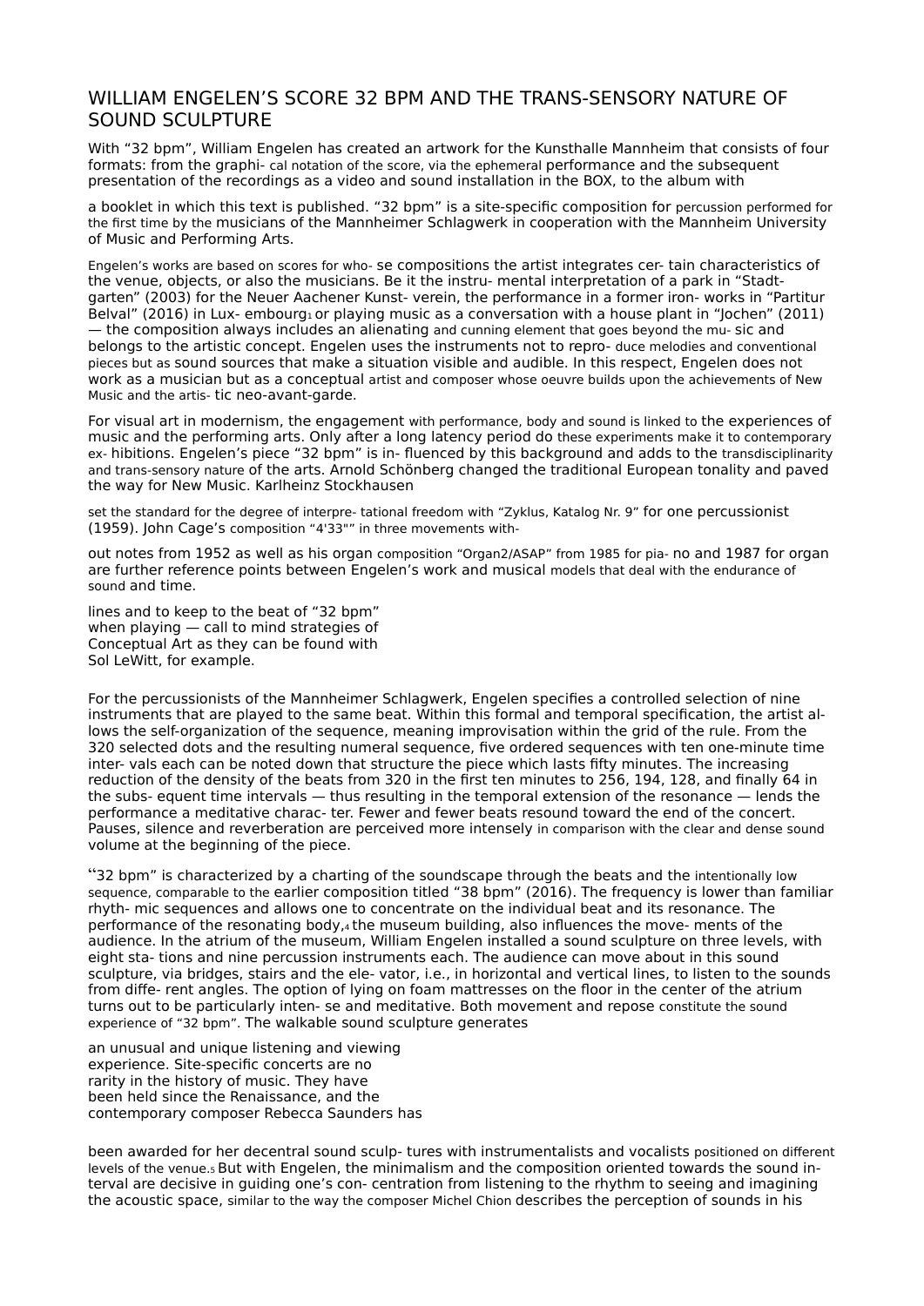# WILLIAM ENGELEN'S SCORE 32 BPM AND THE TRANS-SENSORY NATURE OF SOUND SCULPTURE

With "32 bpm", William Engelen has created an artwork for the Kunsthalle Mannheim that consists of four formats: from the graphi- cal notation of the score, via the ephemeral performance and the subsequent presentation of the recordings as a video and sound installation in the BOX, to the album with

a booklet in which this text is published. "32 bpm" is a site-specific composition for percussion performed for the first time by the musicians of the Mannheimer Schlagwerk in cooperation with the Mannheim University of Music and Performing Arts.

Engelen's works are based on scores for who- se compositions the artist integrates cer- tain characteristics of the venue, objects, or also the musicians. Be it the instru- mental interpretation of a park in "Stadt- garten" (2003) for the Neuer Aachener Kunst- verein, the performance in a former iron- works in "Partitur Belval" (2016) in Lux- embourg[1] or playing music as a conversation with a house plant in "Jochen" (2011) — the composition always includes an alienating and cunning element that goes beyond the mu- sic and belongs to the artistic concept. Engelen uses the instruments not to repro- duce melodies and conventional pieces but as sound sources that make a situation visible and audible. In this respect, Engelen does not work as a musician but as a conceptual artist and composer whose oeuvre builds upon the achievements of New Music and the artis- tic neo-avant-garde.

For visual art in modernism, the engagement with performance, body and sound is linked to the experiences of music and the performing arts. Only after a long latency period do these experiments make it to contemporary ex- hibitions. Engelen's piece "32 bpm" is in- fluenced by this background and adds to the transdisciplinarity and trans-sensory nature of the arts. Arnold Schönberg changed the traditional European tonality and paved the way for New Music. Karlheinz Stockhausen

set the standard for the degree of interpre- tational freedom with "Zyklus, Katalog Nr. 9" for one percussionist (1959). John Cage's composition "4'33"" in three movements with-

out notes from 1952 as well as his organ composition "Organ2/ASAP" from 1985 for pia- no and 1987 for organ are further reference points between Engelen's work and musical models that deal with the endurance of sound and time.

lines and to keep to the beat of "32 bpm" when playing — call to mind strategies of Conceptual Art as they can be found with Sol LeWitt, for example.

For the percussionists of the Mannheimer Schlagwerk, Engelen specifies a controlled selection of nine instruments that are played to the same beat. Within this formal and temporal specification, the artist al- lows the self-organization of the sequence, meaning improvisation within the grid of the rule. From the 320 selected dots and the resulting numeral sequence, five ordered sequences with ten one-minute time inter- vals each can be noted down that structure the piece which lasts fifty minutes. The increasing reduction of the density of the beats from 320 in the first ten minutes to 256, 194, 128, and finally 64 in the subs- equent time intervals — thus resulting in the temporal extension of the resonance — lends the performance a meditative charac- ter. Fewer and fewer beats resound toward the end of the concert. Pauses, silence and reverberation are perceived more intensely in comparison with the clear and dense sound volume at the beginning of the piece.

"32 bpm" is characterized by a charting of the soundscape through the beats and the intentionally low sequence, comparable to the earlier composition titled "38 bpm" (2016). The frequency is lower than familiar rhyth- mic sequences and allows one to concentrate on the individual beat and its resonance. The performance of the resonating body,[4] the museum building, also influences the move- ments of the audience. In the atrium of the museum, William Engelen installed a sound sculpture on three levels, with eight sta- tions and nine percussion instruments each. The audience can move about in this sound sculpture, via bridges, stairs and the ele- vator, i.e., in horizontal and vertical lines, to listen to the sounds from diffe- rent angles. The option of lying on foam mattresses on the floor in the center of the atrium turns out to be particularly inten- se and meditative. Both movement and repose constitute the sound experience of "32 bpm". The walkable sound sculpture generates

an unusual and unique listening and viewing experience. Site-specific concerts are no rarity in the history of music. They have been held since the Renaissance, and the contemporary composer Rebecca Saunders has

been awarded for her decentral sound sculp- tures with instrumentalists and vocalists positioned on different levels of the venue.[5] But with Engelen, the minimalism and the composition oriented towards the sound in- terval are decisive in guiding one's con- centration from listening to the rhythm to seeing and imagining the acoustic space, similar to the way the composer Michel Chion describes the perception of sounds in his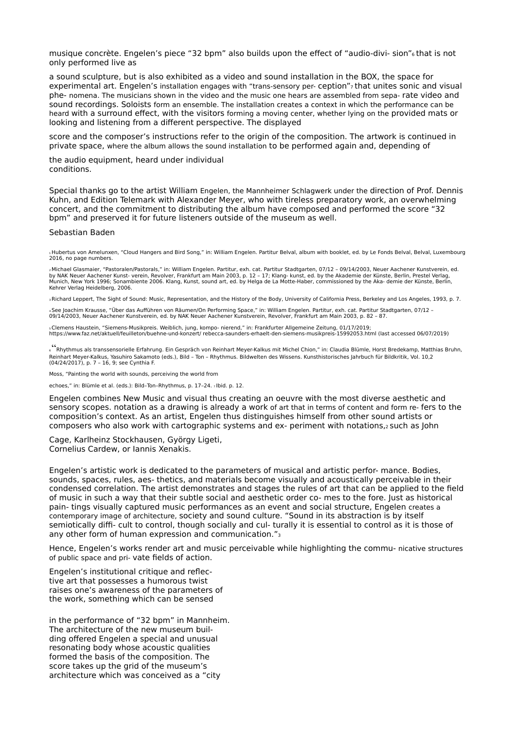musique concrète. Engelen's piece "32 bpm" also builds upon the effect of "audio-divi- sion"[6] that is not only performed live as

a sound sculpture, but is also exhibited as a video and sound installation in the BOX, the space for experimental art. Engelen's installation engages with "trans-sensory per- ception"[7] that unites sonic and visual phe- nomena. The musicians shown in the video and the music one hears are assembled from sepa- rate video and sound recordings. Soloists form an ensemble. The installation creates a context in which the performance can be heard with a surround effect, with the visitors forming a moving center, whether lying on the provided mats or looking and listening from a different perspective. The displayed

score and the composer's instructions refer to the origin of the composition. The artwork is continued in private space, where the album allows the sound installation to be performed again and, depending of

the audio equipment, heard under individual conditions.

Special thanks go to the artist William Engelen, the Mannheimer Schlagwerk under the direction of Prof. Dennis Kuhn, and Edition Telemark with Alexander Meyer, who with tireless preparatory work, an overwhelming concert, and the commitment to distributing the album have composed and performed the score "32 bpm" and preserved it for future listeners outside of the museum as well.

Sebastian Baden

[1] Hubertus von Amelunxen, "Cloud Hangers and Bird Song," in: William Engelen. Partitur Belval, album with booklet, ed. by Le Fonds Belval, Belval, Luxembourg 2016, no page numbers.

[2] Michael Glasmaier, "Pastoralen/Pastorals," in: William Engelen. Partitur, exh. cat. Partitur Stadtgarten, 07/12 – 09/14/2003, Neuer Aachener Kunstverein, ed. by NAK Neuer Aachener Kunst- verein, Revolver, Frankfurt am Main 2003, p. 12 – 17; Klang- kunst, ed. by the Akademie der Künste, Berlin, Prestel Verlag, Munich, New York 1996; Sonambiente 2006. Klang, Kunst, sound art, ed. by Helga de La Motte-Haber, commissioned by the Aka- demie der Künste, Berlin, Kehrer Verlag Heidelberg, 2006.

[3] Richard Leppert, The Sight of Sound: Music, Representation, and the History of the Body, University of California Press, Berkeley and Los Angeles, 1993, p. 7.

[4] See Joachim Krausse, "Über das Aufführen von Räumen/On Performing Space," in: William Engelen. Partitur, exh. cat. Partitur Stadtgarten, 07/12 – 09/14/2003, Neuer Aachener Kunstverein, ed. by NAK Neuer Aachener Kunstverein, Revolver, Frankfurt am Main 2003, p. 82 – 87.

[5] Clemens Haustein, "Siemens-Musikpreis. Weiblich, jung, kompo- nierend," in: Frankfurter Allgemeine Zeitung, 01/17/2019; https://www.faz.net/aktuell/feuilleton/buehne-und-konzert/ rebecca-saunders-erhaelt-den-siemens-musikpreis-15992053.html (last accessed 06/07/2019)

[6] "Rhythmus als transsensorielle Erfahrung. Ein Gespräch von Reinhart Meyer-Kalkus mit Michel Chion," in: Claudia Blümle, Horst Bredekamp, Matthias Bruhn, Reinhart Meyer-Kalkus, Yasuhiro Sakamoto (eds.), Bild – Ton – Rhythmus. Bildwelten des Wissens. Kunsthistorisches Jahrbuch für Bildkritik, Vol. 10,2 (04/24/2017), p. 7 – 16, 9; see Cynthia F.

Moss, "Painting the world with sounds, perceiving the world from

echoes," in: Blümle et al. (eds.): Bild–Ton–Rhythmus, p. 17–24. [7] Ibid. p. 12.

Engelen combines New Music and visual thus creating an oeuvre with the most diverse aesthetic and sensory scopes. notation as a drawing is already a work of art that in terms of content and form re- fers to the composition's context. As an artist, Engelen thus distinguishes himself from other sound artists or composers who also work with cartographic systems and ex- periment with notations,[2] such as John

Cage, Karlheinz Stockhausen, György Ligeti, Cornelius Cardew, or Iannis Xenakis.

Engelen's artistic work is dedicated to the parameters of musical and artistic perfor- mance. Bodies, sounds, spaces, rules, aes- thetics, and materials become visually and acoustically perceivable in their condensed correlation. The artist demonstrates and stages the rules of art that can be applied to the field of music in such a way that their subtle social and aesthetic order co- mes to the fore. Just as historical pain- tings visually captured music performances as an event and social structure, Engelen creates a contemporary image of architecture, society and sound culture. "Sound in its abstraction is by itself semiotically diffi- cult to control, though socially and cul- turally it is essential to control as it is those of any other form of human expression and communication."[3]

Hence, Engelen's works render art and music perceivable while highlighting the commu- nicative structures of public space and pri- vate fields of action.

Engelen's institutional critique and reflec- tive art that possesses a humorous twist raises one's awareness of the parameters of the work, something which can be sensed

in the performance of "32 bpm" in Mannheim. The architecture of the new museum buil- ding offered Engelen a special and unusual resonating body whose acoustic qualities formed the basis of the composition. The score takes up the grid of the museum's architecture which was conceived as a "city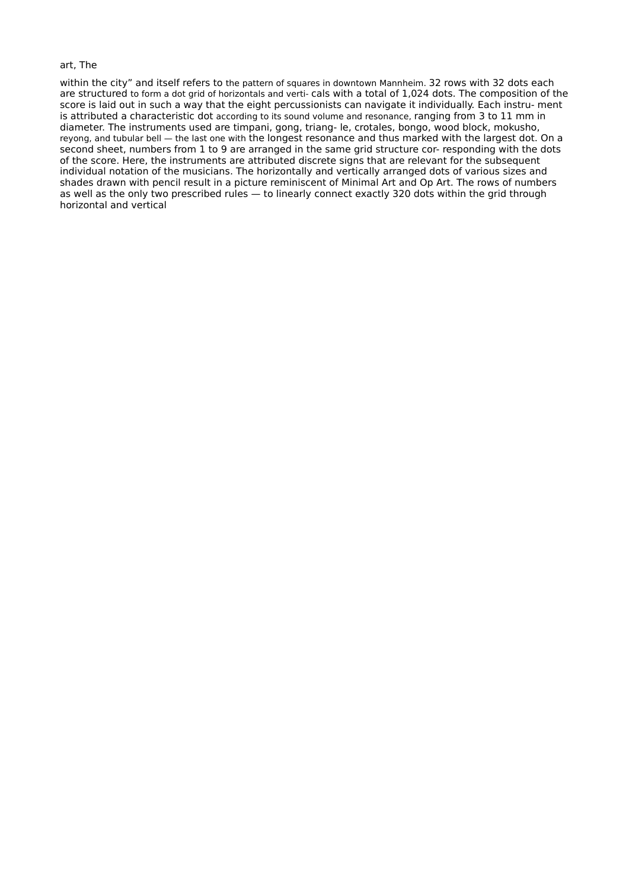art, The

within the city" and itself refers to the pattern of squares in downtown Mannheim. 32 rows with 32 dots each are structured to form a dot grid of horizontals and verti- cals with a total of 1,024 dots. The composition of the score is laid out in such a way that the eight percussionists can navigate it individually. Each instru- ment is attributed a characteristic dot according to its sound volume and resonance, ranging from 3 to 11 mm in diameter. The instruments used are timpani, gong, triang- le, crotales, bongo, wood block, mokusho, reyong, and tubular bell — the last one with the longest resonance and thus marked with the largest dot. On a second sheet, numbers from 1 to 9 are arranged in the same grid structure cor- responding with the dots of the score. Here, the instruments are attributed discrete signs that are relevant for the subsequent individual notation of the musicians. The horizontally and vertically arranged dots of various sizes and shades drawn with pencil result in a picture reminiscent of Minimal Art and Op Art. The rows of numbers as well as the only two prescribed rules — to linearly connect exactly 320 dots within the grid through horizontal and vertical